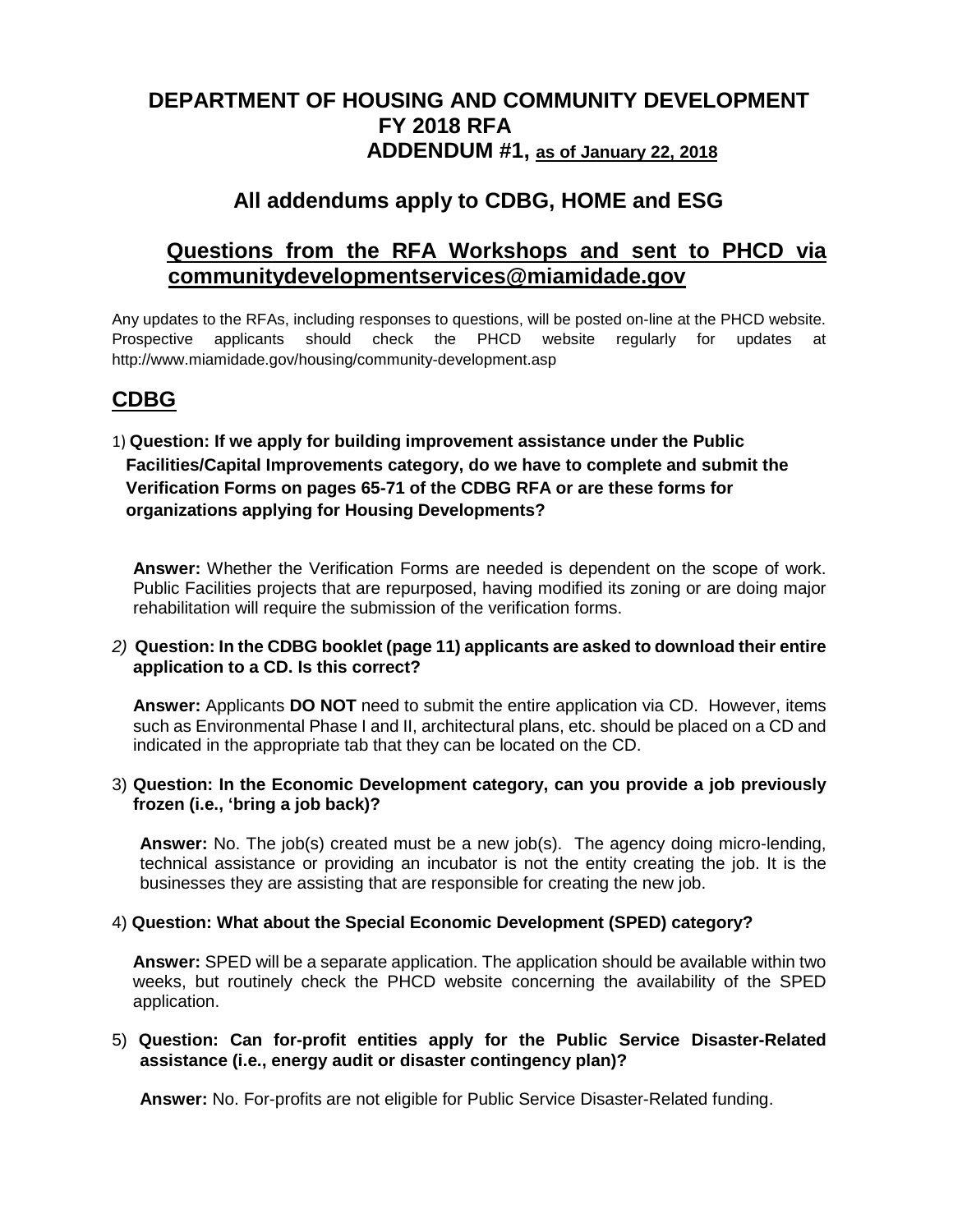# DEPARTMENT OF HOUSING AND COMMUNITY DEVELOPMENT
# FY 2018 RFA
## ADDENDUM #1, as of January 22, 2018

## All addendums apply to CDBG, HOME and ESG

## Questions from the RFA Workshops and sent to PHCD via communitydevelopmentservices@miamidade.gov

Any updates to the RFAs, including responses to questions, will be posted on-line at the PHCD website. Prospective applicants should check the PHCD website regularly for updates at http://www.miamidade.gov/housing/community-development.asp

## CDBG

1) **Question: If we apply for building improvement assistance under the Public Facilities/Capital Improvements category, do we have to complete and submit the Verification Forms on pages 65-71 of the CDBG RFA or are these forms for organizations applying for Housing Developments?**

   **Answer:** Whether the Verification Forms are needed is dependent on the scope of work. Public Facilities projects that are repurposed, having modified its zoning or are doing major rehabilitation will require the submission of the verification forms.

2) **Question: In the CDBG booklet (page 11) applicants are asked to download their entire application to a CD. Is this correct?**

   **Answer:** Applicants **DO NOT** need to submit the entire application via CD. However, items such as Environmental Phase I and II, architectural plans, etc. should be placed on a CD and indicated in the appropriate tab that they can be located on the CD.

3) **Question: In the Economic Development category, can you provide a job previously frozen (i.e., 'bring a job back)?**

   **Answer:** No. The job(s) created must be a new job(s). The agency doing micro-lending, technical assistance or providing an incubator is not the entity creating the job. It is the businesses they are assisting that are responsible for creating the new job.

4) **Question: What about the Special Economic Development (SPED) category?**

   **Answer:** SPED will be a separate application. The application should be available within two weeks, but routinely check the PHCD website concerning the availability of the SPED application.

5) **Question: Can for-profit entities apply for the Public Service Disaster-Related assistance (i.e., energy audit or disaster contingency plan)?**

   **Answer:** No. For-profits are not eligible for Public Service Disaster-Related funding.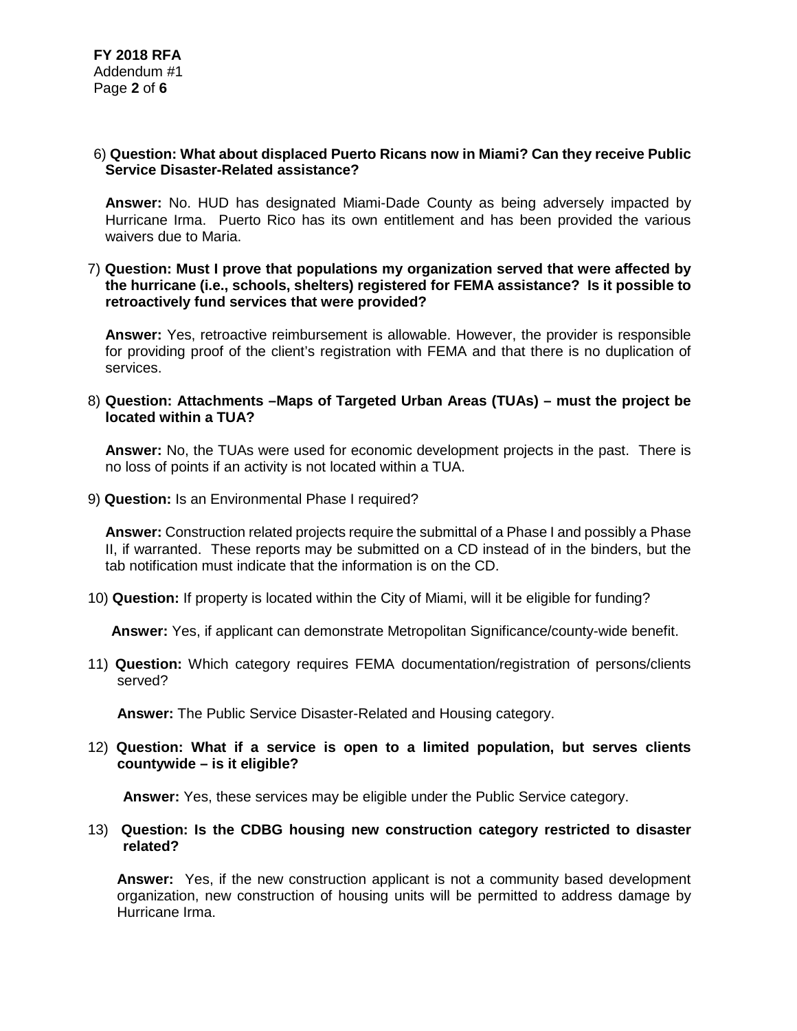6) **Question: What about displaced Puerto Ricans now in Miami? Can they receive Public Service Disaster-Related assistance?**

**Answer:** No. HUD has designated Miami-Dade County as being adversely impacted by Hurricane Irma. Puerto Rico has its own entitlement and has been provided the various waivers due to Maria.

7) **Question: Must I prove that populations my organization served that were affected by the hurricane (i.e., schools, shelters) registered for FEMA assistance? Is it possible to retroactively fund services that were provided?**

**Answer:** Yes, retroactive reimbursement is allowable. However, the provider is responsible for providing proof of the client's registration with FEMA and that there is no duplication of services.

8) **Question: Attachments –Maps of Targeted Urban Areas (TUAs) – must the project be located within a TUA?**

**Answer:** No, the TUAs were used for economic development projects in the past. There is no loss of points if an activity is not located within a TUA.

9) **Question:** Is an Environmental Phase I required?

**Answer:** Construction related projects require the submittal of a Phase I and possibly a Phase II, if warranted. These reports may be submitted on a CD instead of in the binders, but the tab notification must indicate that the information is on the CD.

10) **Question:** If property is located within the City of Miami, will it be eligible for funding?

**Answer:** Yes, if applicant can demonstrate Metropolitan Significance/county-wide benefit.

11) **Question:** Which category requires FEMA documentation/registration of persons/clients served?

**Answer:** The Public Service Disaster-Related and Housing category.

12) **Question: What if a service is open to a limited population, but serves clients countywide – is it eligible?**

**Answer:** Yes, these services may be eligible under the Public Service category.

13) **Question: Is the CDBG housing new construction category restricted to disaster related?**

**Answer:** Yes, if the new construction applicant is not a community based development organization, new construction of housing units will be permitted to address damage by Hurricane Irma.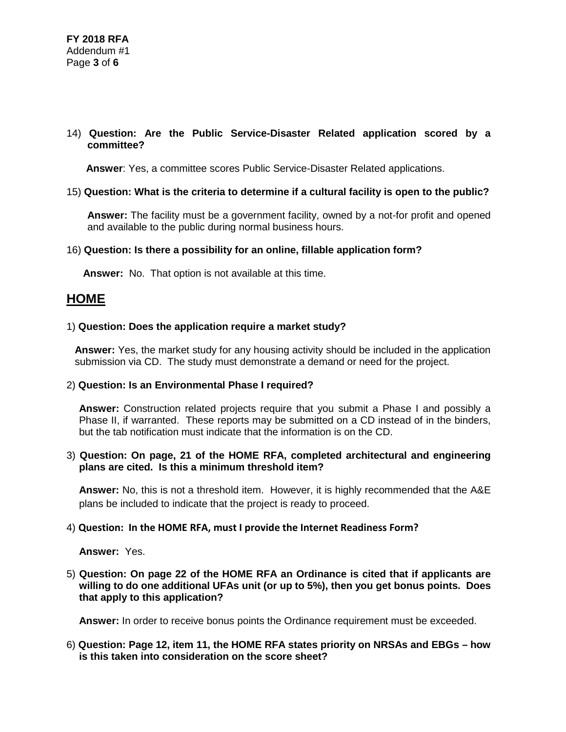14) **Question: Are the Public Service-Disaster Related application scored by a committee?**

**Answer**: Yes, a committee scores Public Service-Disaster Related applications.

15) **Question: What is the criteria to determine if a cultural facility is open to the public?**

**Answer:** The facility must be a government facility, owned by a not-for profit and opened and available to the public during normal business hours.

16) **Question: Is there a possibility for an online, fillable application form?**

**Answer:** No. That option is not available at this time.

## HOME

1) **Question: Does the application require a market study?**

**Answer:** Yes, the market study for any housing activity should be included in the application submission via CD. The study must demonstrate a demand or need for the project.

2) **Question: Is an Environmental Phase I required?**

**Answer:** Construction related projects require that you submit a Phase I and possibly a Phase II, if warranted. These reports may be submitted on a CD instead of in the binders, but the tab notification must indicate that the information is on the CD.

3) **Question: On page, 21 of the HOME RFA, completed architectural and engineering plans are cited. Is this a minimum threshold item?**

**Answer:** No, this is not a threshold item. However, it is highly recommended that the A&E plans be included to indicate that the project is ready to proceed.

4) **Question: In the HOME RFA, must I provide the Internet Readiness Form?**

**Answer:** Yes.

5) **Question: On page 22 of the HOME RFA an Ordinance is cited that if applicants are willing to do one additional UFAs unit (or up to 5%), then you get bonus points. Does that apply to this application?**

**Answer:** In order to receive bonus points the Ordinance requirement must be exceeded.

6) **Question: Page 12, item 11, the HOME RFA states priority on NRSAs and EBGs – how is this taken into consideration on the score sheet?**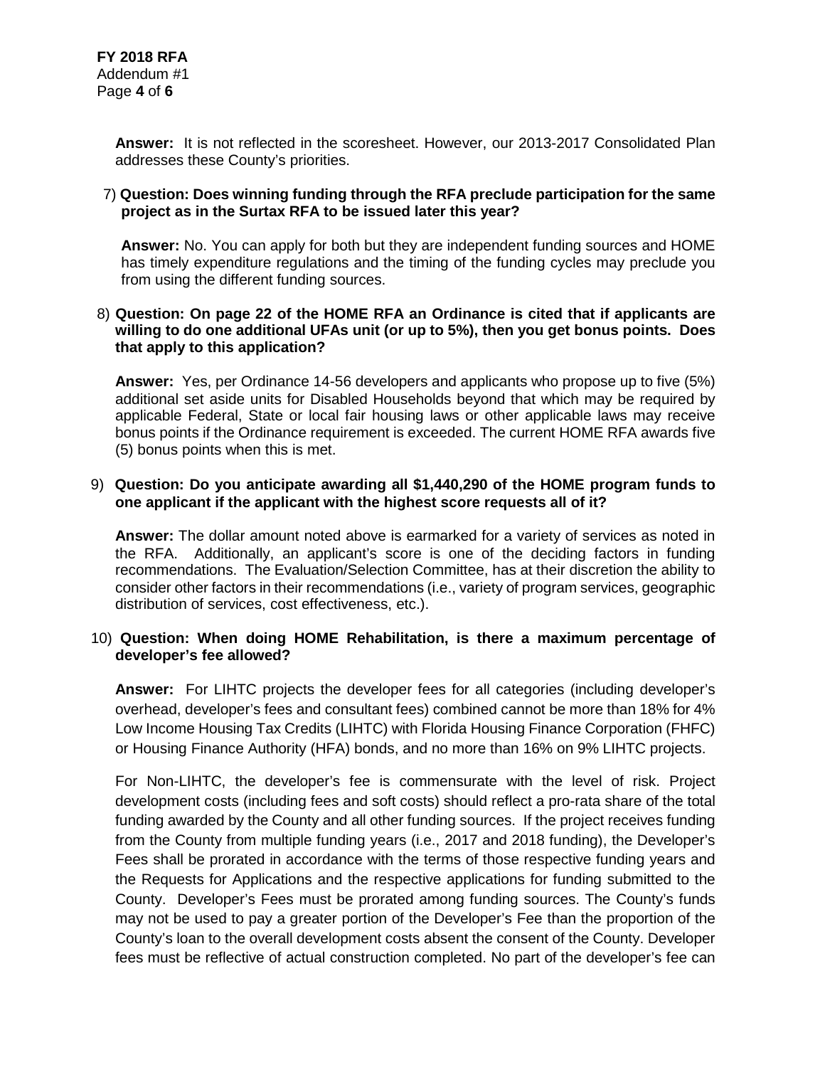**Answer:** It is not reflected in the scoresheet. However, our 2013-2017 Consolidated Plan addresses these County's priorities.

7) **Question: Does winning funding through the RFA preclude participation for the same project as in the Surtax RFA to be issued later this year?**

**Answer:** No. You can apply for both but they are independent funding sources and HOME has timely expenditure regulations and the timing of the funding cycles may preclude you from using the different funding sources.

8) **Question: On page 22 of the HOME RFA an Ordinance is cited that if applicants are willing to do one additional UFAs unit (or up to 5%), then you get bonus points. Does that apply to this application?**

**Answer:** Yes, per Ordinance 14-56 developers and applicants who propose up to five (5%) additional set aside units for Disabled Households beyond that which may be required by applicable Federal, State or local fair housing laws or other applicable laws may receive bonus points if the Ordinance requirement is exceeded. The current HOME RFA awards five (5) bonus points when this is met.

9) **Question: Do you anticipate awarding all $1,440,290 of the HOME program funds to one applicant if the applicant with the highest score requests all of it?**

**Answer:** The dollar amount noted above is earmarked for a variety of services as noted in the RFA. Additionally, an applicant's score is one of the deciding factors in funding recommendations. The Evaluation/Selection Committee, has at their discretion the ability to consider other factors in their recommendations (i.e., variety of program services, geographic distribution of services, cost effectiveness, etc.).

10) **Question: When doing HOME Rehabilitation, is there a maximum percentage of developer's fee allowed?**

**Answer:** For LIHTC projects the developer fees for all categories (including developer's overhead, developer's fees and consultant fees) combined cannot be more than 18% for 4% Low Income Housing Tax Credits (LIHTC) with Florida Housing Finance Corporation (FHFC) or Housing Finance Authority (HFA) bonds, and no more than 16% on 9% LIHTC projects.

For Non-LIHTC, the developer's fee is commensurate with the level of risk. Project development costs (including fees and soft costs) should reflect a pro-rata share of the total funding awarded by the County and all other funding sources. If the project receives funding from the County from multiple funding years (i.e., 2017 and 2018 funding), the Developer's Fees shall be prorated in accordance with the terms of those respective funding years and the Requests for Applications and the respective applications for funding submitted to the County. Developer's Fees must be prorated among funding sources. The County's funds may not be used to pay a greater portion of the Developer's Fee than the proportion of the County's loan to the overall development costs absent the consent of the County. Developer fees must be reflective of actual construction completed. No part of the developer's fee can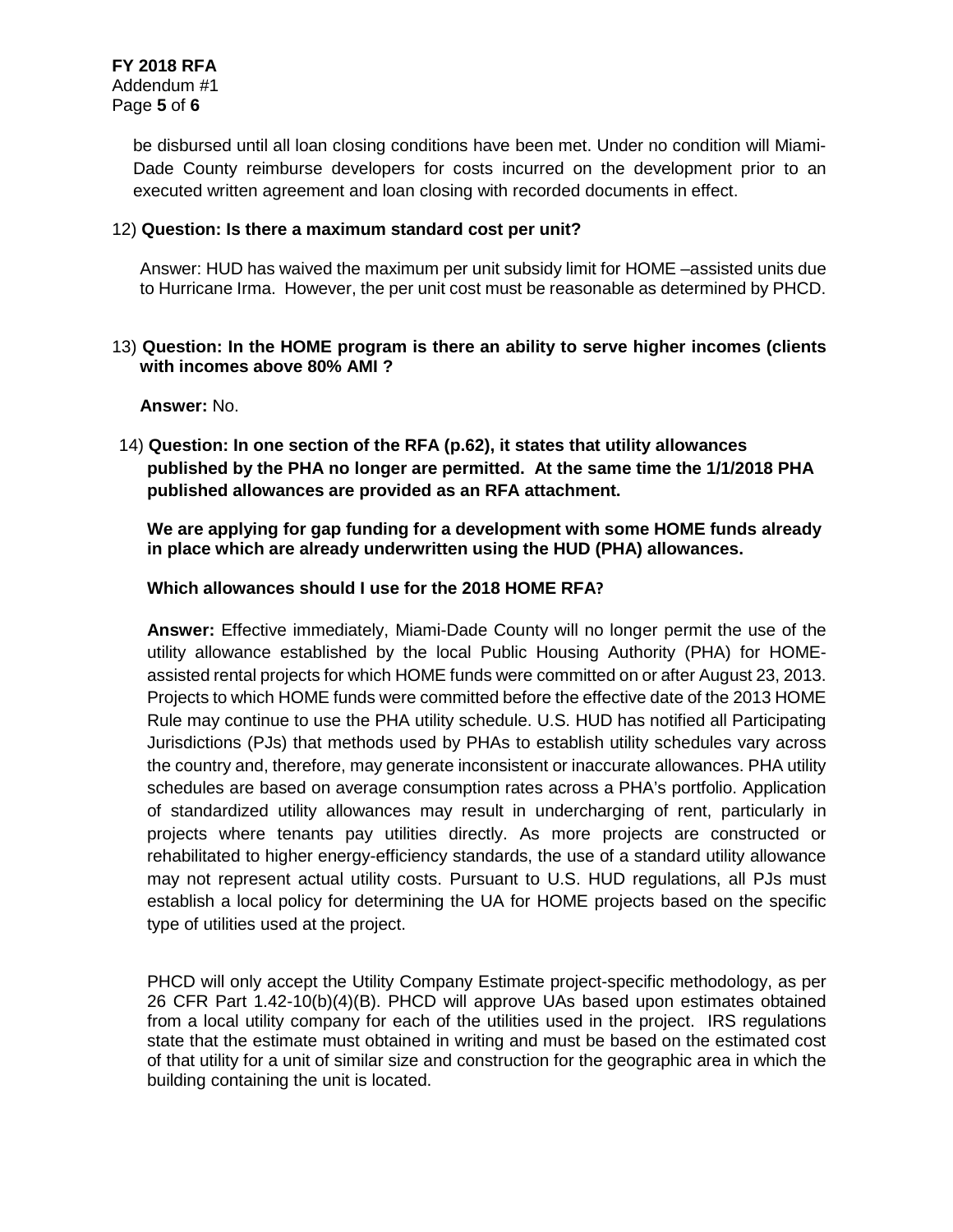be disbursed until all loan closing conditions have been met. Under no condition will Miami-Dade County reimburse developers for costs incurred on the development prior to an executed written agreement and loan closing with recorded documents in effect.

12) **Question: Is there a maximum standard cost per unit?**

Answer: HUD has waived the maximum per unit subsidy limit for HOME –assisted units due to Hurricane Irma. However, the per unit cost must be reasonable as determined by PHCD.

13) **Question: In the HOME program is there an ability to serve higher incomes (clients with incomes above 80% AMI ?**

**Answer:** No.

14) **Question: In one section of the RFA (p.62), it states that utility allowances published by the PHA no longer are permitted. At the same time the 1/1/2018 PHA published allowances are provided as an RFA attachment.**

**We are applying for gap funding for a development with some HOME funds already in place which are already underwritten using the HUD (PHA) allowances.**

**Which allowances should I use for the 2018 HOME RFA?**

**Answer:** Effective immediately, Miami-Dade County will no longer permit the use of the utility allowance established by the local Public Housing Authority (PHA) for HOME-assisted rental projects for which HOME funds were committed on or after August 23, 2013. Projects to which HOME funds were committed before the effective date of the 2013 HOME Rule may continue to use the PHA utility schedule. U.S. HUD has notified all Participating Jurisdictions (PJs) that methods used by PHAs to establish utility schedules vary across the country and, therefore, may generate inconsistent or inaccurate allowances. PHA utility schedules are based on average consumption rates across a PHA's portfolio. Application of standardized utility allowances may result in undercharging of rent, particularly in projects where tenants pay utilities directly. As more projects are constructed or rehabilitated to higher energy-efficiency standards, the use of a standard utility allowance may not represent actual utility costs. Pursuant to U.S. HUD regulations, all PJs must establish a local policy for determining the UA for HOME projects based on the specific type of utilities used at the project.

PHCD will only accept the Utility Company Estimate project-specific methodology, as per 26 CFR Part 1.42-10(b)(4)(B). PHCD will approve UAs based upon estimates obtained from a local utility company for each of the utilities used in the project. IRS regulations state that the estimate must obtained in writing and must be based on the estimated cost of that utility for a unit of similar size and construction for the geographic area in which the building containing the unit is located.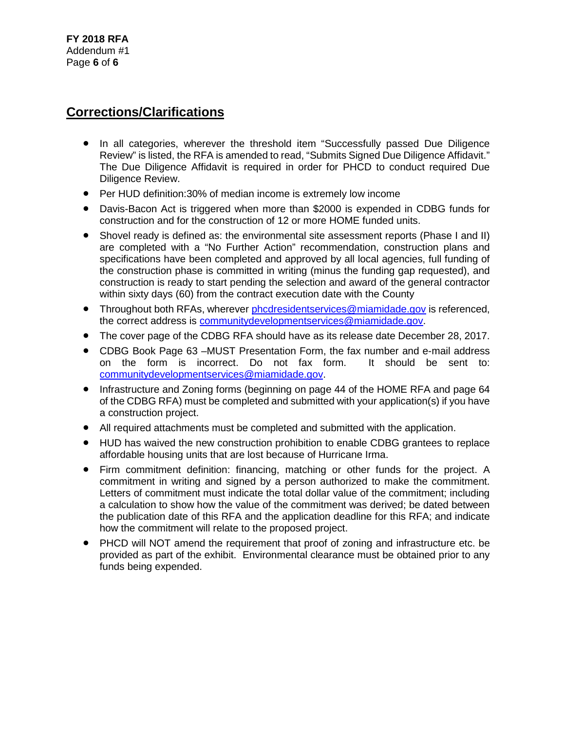## Corrections/Clarifications

- In all categories, wherever the threshold item "Successfully passed Due Diligence Review" is listed, the RFA is amended to read, "Submits Signed Due Diligence Affidavit." The Due Diligence Affidavit is required in order for PHCD to conduct required Due Diligence Review.
- Per HUD definition:30% of median income is extremely low income
- Davis-Bacon Act is triggered when more than $2000 is expended in CDBG funds for construction and for the construction of 12 or more HOME funded units.
- Shovel ready is defined as: the environmental site assessment reports (Phase I and II) are completed with a "No Further Action" recommendation, construction plans and specifications have been completed and approved by all local agencies, full funding of the construction phase is committed in writing (minus the funding gap requested), and construction is ready to start pending the selection and award of the general contractor within sixty days (60) from the contract execution date with the County
- Throughout both RFAs, wherever phcdresidentservices@miamidade.gov is referenced, the correct address is communitydevelopmentservices@miamidade.gov.
- The cover page of the CDBG RFA should have as its release date December 28, 2017.
- CDBG Book Page 63 –MUST Presentation Form, the fax number and e-mail address on the form is incorrect. Do not fax form. It should be sent to: communitydevelopmentservices@miamidade.gov.
- Infrastructure and Zoning forms (beginning on page 44 of the HOME RFA and page 64 of the CDBG RFA) must be completed and submitted with your application(s) if you have a construction project.
- All required attachments must be completed and submitted with the application.
- HUD has waived the new construction prohibition to enable CDBG grantees to replace affordable housing units that are lost because of Hurricane Irma.
- Firm commitment definition: financing, matching or other funds for the project. A commitment in writing and signed by a person authorized to make the commitment. Letters of commitment must indicate the total dollar value of the commitment; including a calculation to show how the value of the commitment was derived; be dated between the publication date of this RFA and the application deadline for this RFA; and indicate how the commitment will relate to the proposed project.
- PHCD will NOT amend the requirement that proof of zoning and infrastructure etc. be provided as part of the exhibit. Environmental clearance must be obtained prior to any funds being expended.